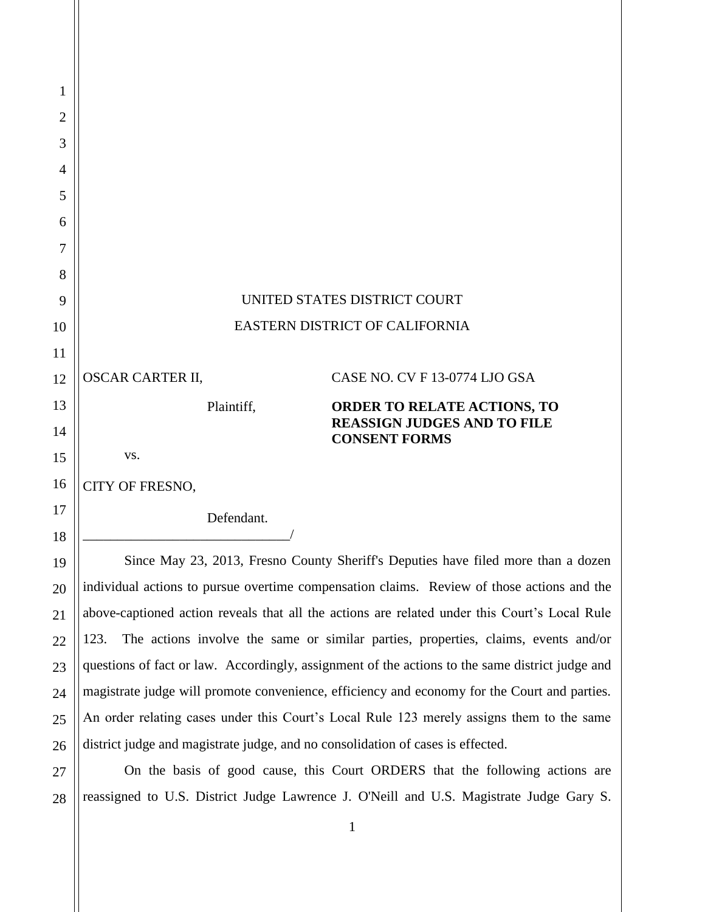UNITED STATES DISTRICT COURT

EASTERN DISTRICT OF CALIFORNIA

OSCAR CARTER II,

Plaintiff,

vs.

CITY OF FRESNO,

Defendant.

_____________________________/

CASE NO. CV F 13-0774 LJO GSA

**ORDER TO RELATE ACTIONS, TO REASSIGN JUDGES AND TO FILE CONSENT FORMS**

Since May 23, 2013, Fresno County Sheriff's Deputies have filed more than a dozen individual actions to pursue overtime compensation claims. Review of those actions and the above-captioned action reveals that all the actions are related under this Court's Local Rule 123. The actions involve the same or similar parties, properties, claims, events and/or questions of fact or law. Accordingly, assignment of the actions to the same district judge and magistrate judge will promote convenience, efficiency and economy for the Court and parties. An order relating cases under this Court's Local Rule 123 merely assigns them to the same district judge and magistrate judge, and no consolidation of cases is effected.

On the basis of good cause, this Court ORDERS that the following actions are reassigned to U.S. District Judge Lawrence J. O'Neill and U.S. Magistrate Judge Gary S.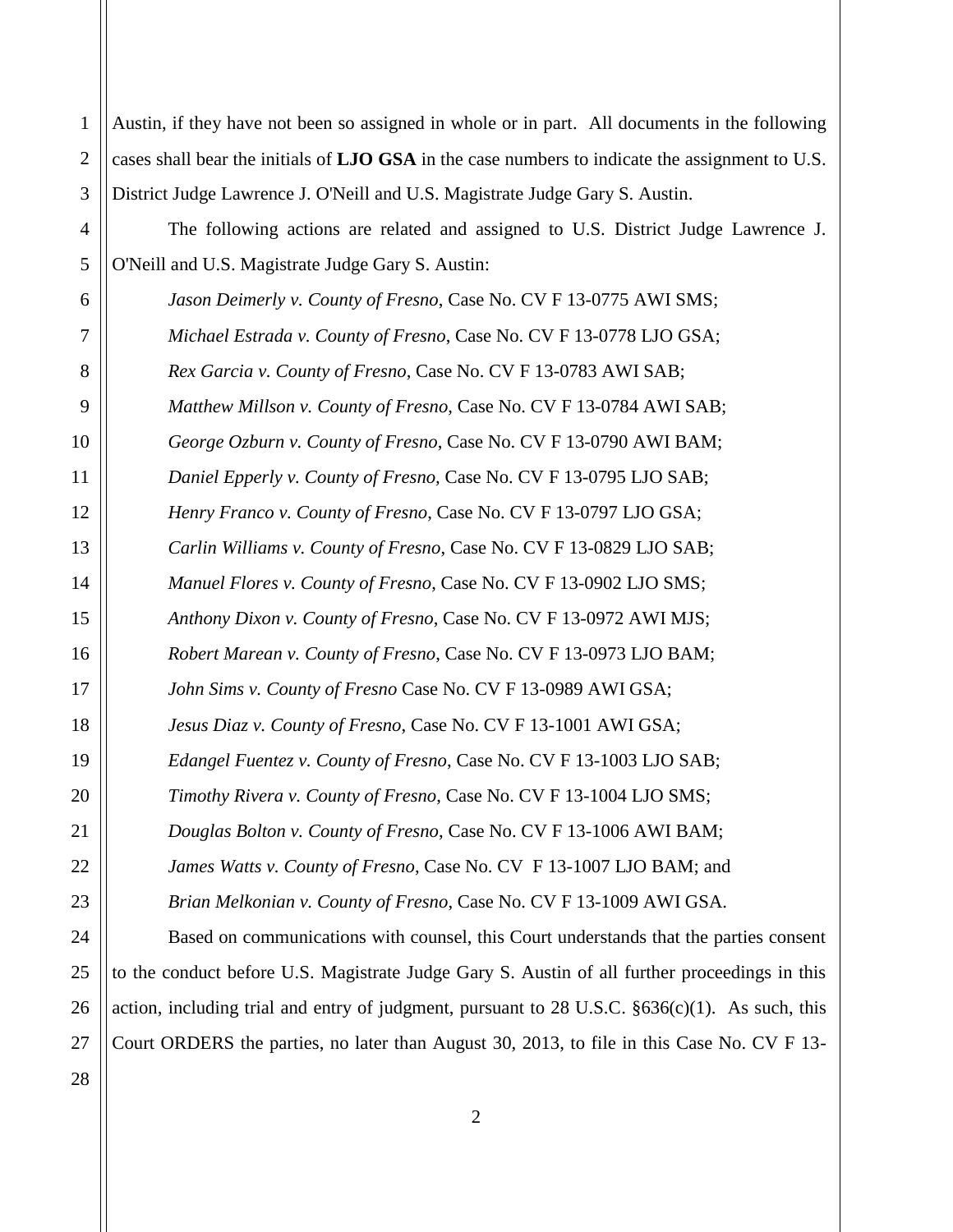Austin, if they have not been so assigned in whole or in part. All documents in the following cases shall bear the initials of **LJO GSA** in the case numbers to indicate the assignment to U.S. District Judge Lawrence J. O'Neill and U.S. Magistrate Judge Gary S. Austin.

The following actions are related and assigned to U.S. District Judge Lawrence J. O'Neill and U.S. Magistrate Judge Gary S. Austin:

*Jason Deimerly v. County of Fresno*, Case No. CV F 13-0775 AWI SMS;

*Michael Estrada v. County of Fresno*, Case No. CV F 13-0778 LJO GSA;

*Rex Garcia v. County of Fresno*, Case No. CV F 13-0783 AWI SAB;

*Matthew Millson v. County of Fresno*, Case No. CV F 13-0784 AWI SAB;

*George Ozburn v. County of Fresno*, Case No. CV F 13-0790 AWI BAM;

*Daniel Epperly v. County of Fresno*, Case No. CV F 13-0795 LJO SAB;

*Henry Franco v. County of Fresno*, Case No. CV F 13-0797 LJO GSA;

*Carlin Williams v. County of Fresno*, Case No. CV F 13-0829 LJO SAB;

*Manuel Flores v. County of Fresno*, Case No. CV F 13-0902 LJO SMS;

*Anthony Dixon v. County of Fresno*, Case No. CV F 13-0972 AWI MJS;

*Robert Marean v. County of Fresno*, Case No. CV F 13-0973 LJO BAM;

*John Sims v. County of Fresno* Case No. CV F 13-0989 AWI GSA;

*Jesus Diaz v. County of Fresno*, Case No. CV F 13-1001 AWI GSA;

*Edangel Fuentez v. County of Fresno*, Case No. CV F 13-1003 LJO SAB;

*Timothy Rivera v. County of Fresno*, Case No. CV F 13-1004 LJO SMS;

*Douglas Bolton v. County of Fresno*, Case No. CV F 13-1006 AWI BAM;

*James Watts v. County of Fresno*, Case No. CV F 13-1007 LJO BAM; and

*Brian Melkonian v. County of Fresno*, Case No. CV F 13-1009 AWI GSA.

Based on communications with counsel, this Court understands that the parties consent to the conduct before U.S. Magistrate Judge Gary S. Austin of all further proceedings in this action, including trial and entry of judgment, pursuant to 28 U.S.C. §636(c)(1). As such, this Court ORDERS the parties, no later than August 30, 2013, to file in this Case No. CV F 13-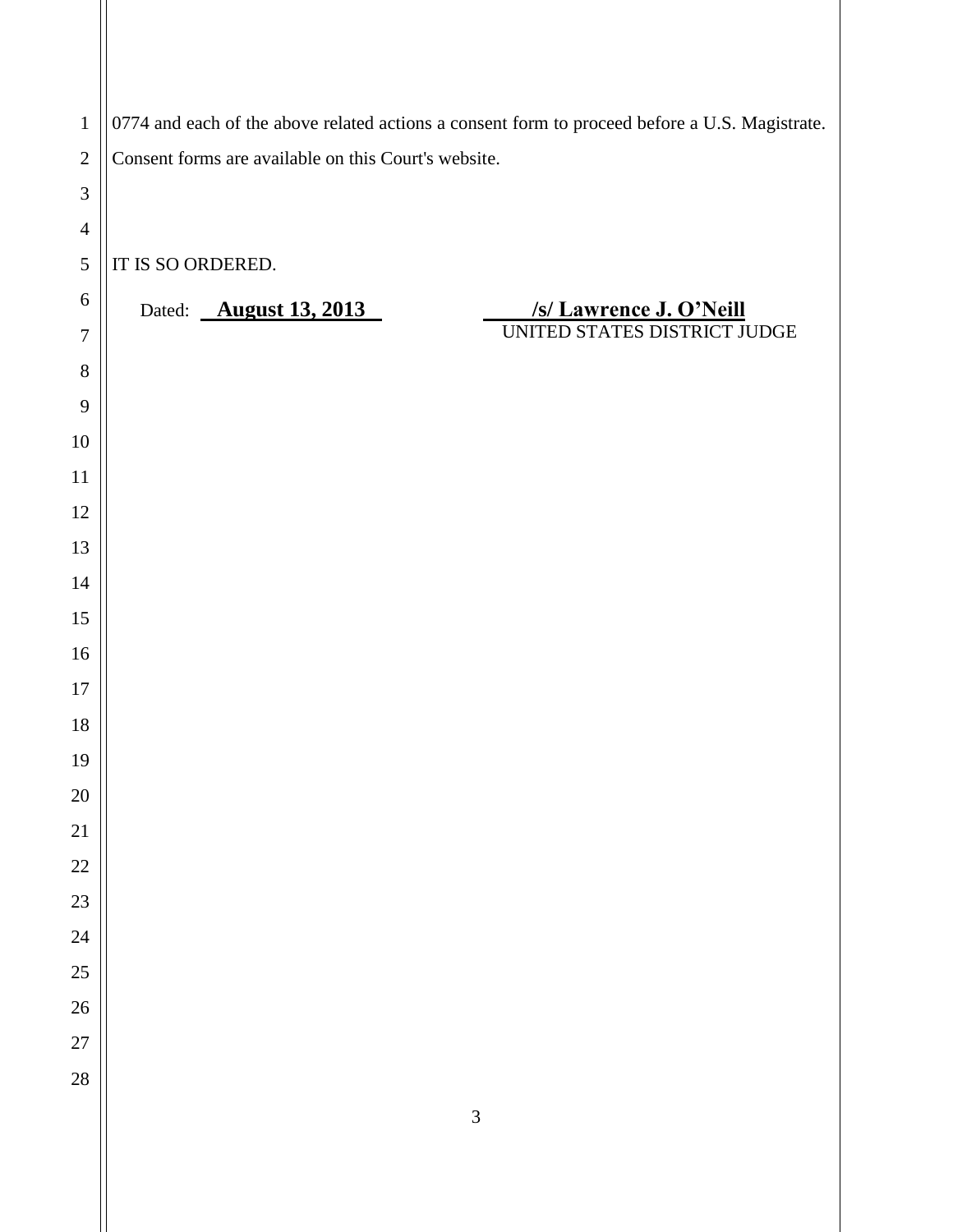0774 and each of the above related actions a consent form to proceed before a U.S. Magistrate. Consent forms are available on this Court's website.

IT IS SO ORDERED.

Dated: **August 13, 2013**

**/s/ Lawrence J. O'Neill**
UNITED STATES DISTRICT JUDGE